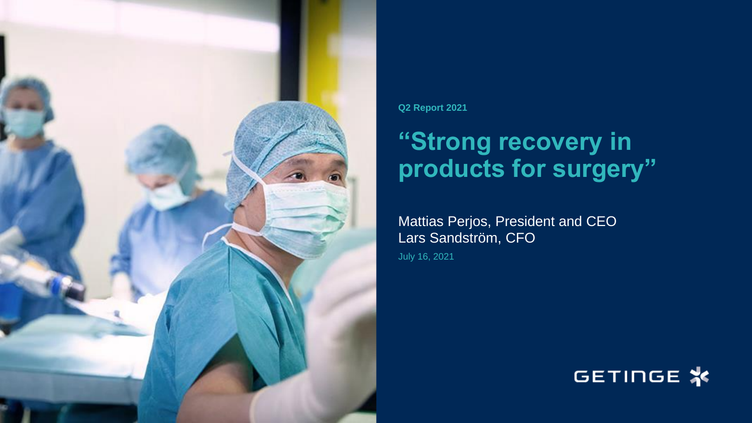Q2 Report 2021

# "Strong recovery in products for surgery"

Mattias Perjos, President and CEO
Lars Sandström, CFO

July 16, 2021

GETINGE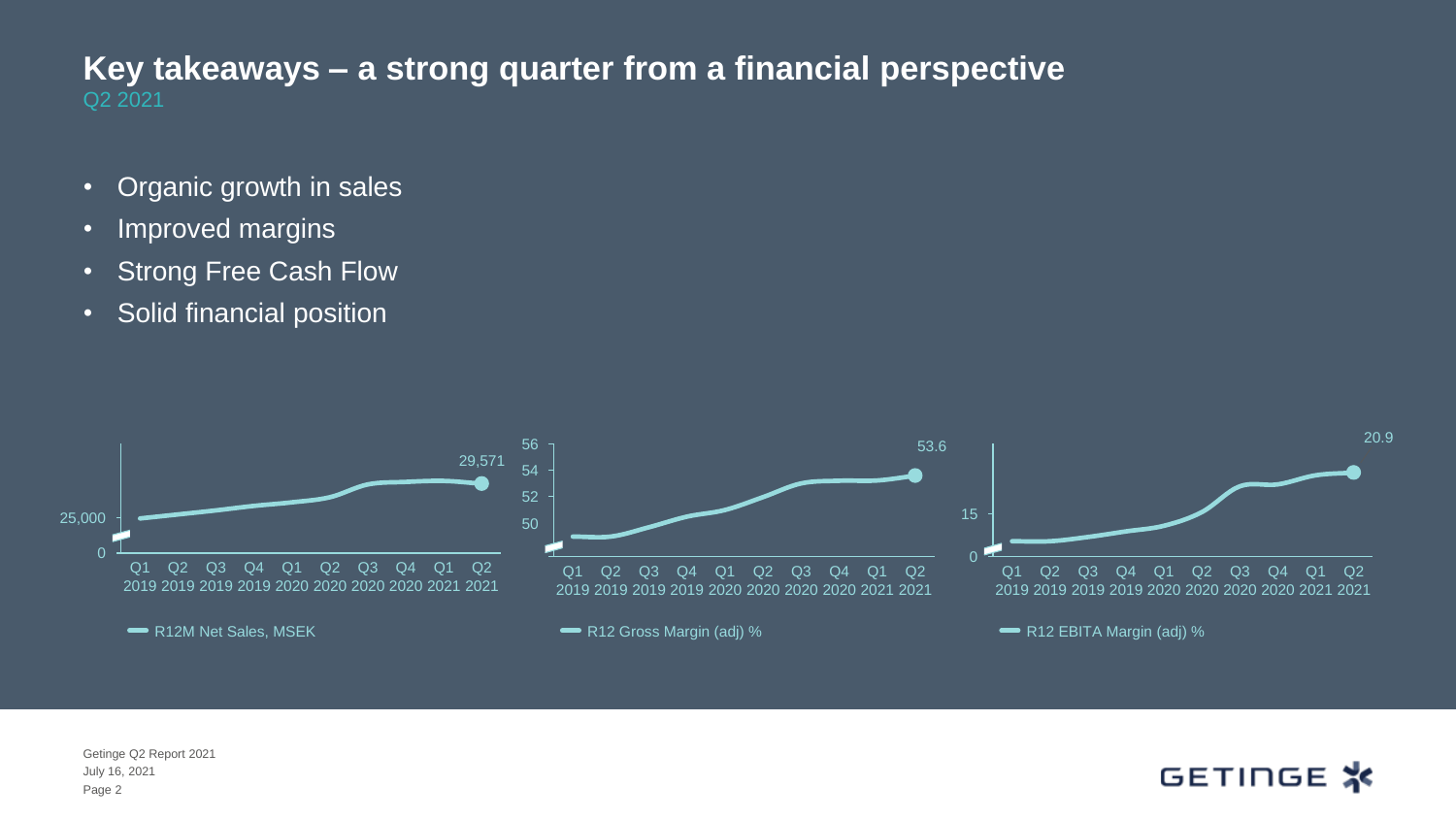# Key takeaways – a strong quarter from a financial perspective

Q2 2021

- Organic growth in sales
- Improved margins
- Strong Free Cash Flow
- Solid financial position

25,000
0
29,571
Q1 2019 Q2 2019 Q3 2019 Q4 2019 Q1 2020 Q2 2020 Q3 2020 Q4 2020 Q1 2021 Q2 2021

R12M Net Sales, MSEK

56
54
52
50
53.6
Q1 2019 Q2 2019 Q3 2019 Q4 2019 Q1 2020 Q2 2020 Q3 2020 Q4 2020 Q1 2021 Q2 2021

R12 Gross Margin (adj) %

15
0
20.9
Q1 2019 Q2 2019 Q3 2019 Q4 2019 Q1 2020 Q2 2020 Q3 2020 Q4 2020 Q1 2021 Q2 2021

R12 EBITA Margin (adj) %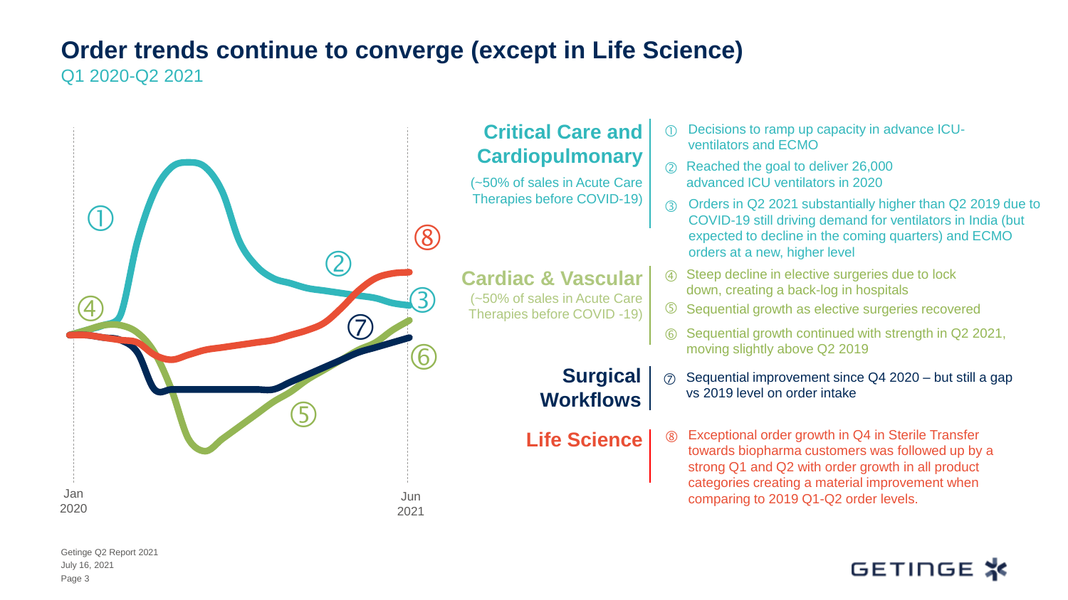# Order trends continue to converge (except in Life Science)

Q1 2020-Q2 2021

Jan 2020 — Jun 2021

## Critical Care and Cardiopulmonary

(~50% of sales in Acute Care Therapies before COVID-19)

① Decisions to ramp up capacity in advance ICU-ventilators and ECMO

② Reached the goal to deliver 26,000 advanced ICU ventilators in 2020

③ Orders in Q2 2021 substantially higher than Q2 2019 due to COVID-19 still driving demand for ventilators in India (but expected to decline in the coming quarters) and ECMO orders at a new, higher level

## Cardiac & Vascular

(~50% of sales in Acute Care Therapies before COVID -19)

④ Steep decline in elective surgeries due to lock down, creating a back-log in hospitals

⑤ Sequential growth as elective surgeries recovered

⑥ Sequential growth continued with strength in Q2 2021, moving slightly above Q2 2019

## Surgical Workflows

⑦ Sequential improvement since Q4 2020 – but still a gap vs 2019 level on order intake

## Life Science

⑧ Exceptional order growth in Q4 in Sterile Transfer towards biopharma customers was followed up by a strong Q1 and Q2 with order growth in all product categories creating a material improvement when comparing to 2019 Q1-Q2 order levels.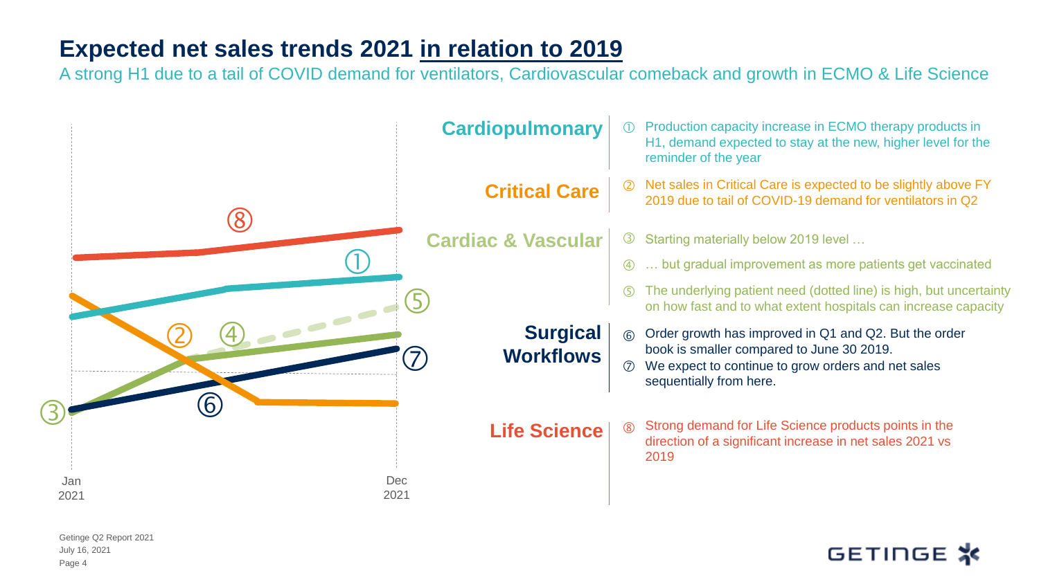# Expected net sales trends 2021 in relation to 2019

A strong H1 due to a tail of COVID demand for ventilators, Cardiovascular comeback and growth in ECMO & Life Science

Jan 2021 — Dec 2021

**Cardiopulmonary**

① Production capacity increase in ECMO therapy products in H1, demand expected to stay at the new, higher level for the reminder of the year

**Critical Care**

② Net sales in Critical Care is expected to be slightly above FY 2019 due to tail of COVID-19 demand for ventilators in Q2

**Cardiac & Vascular**

③ Starting materially below 2019 level …

④ … but gradual improvement as more patients get vaccinated

⑤ The underlying patient need (dotted line) is high, but uncertainty on how fast and to what extent hospitals can increase capacity

**Surgical Workflows**

⑥ Order growth has improved in Q1 and Q2. But the order book is smaller compared to June 30 2019.

⑦ We expect to continue to grow orders and net sales sequentially from here.

**Life Science**

⑧ Strong demand for Life Science products points in the direction of a significant increase in net sales 2021 vs 2019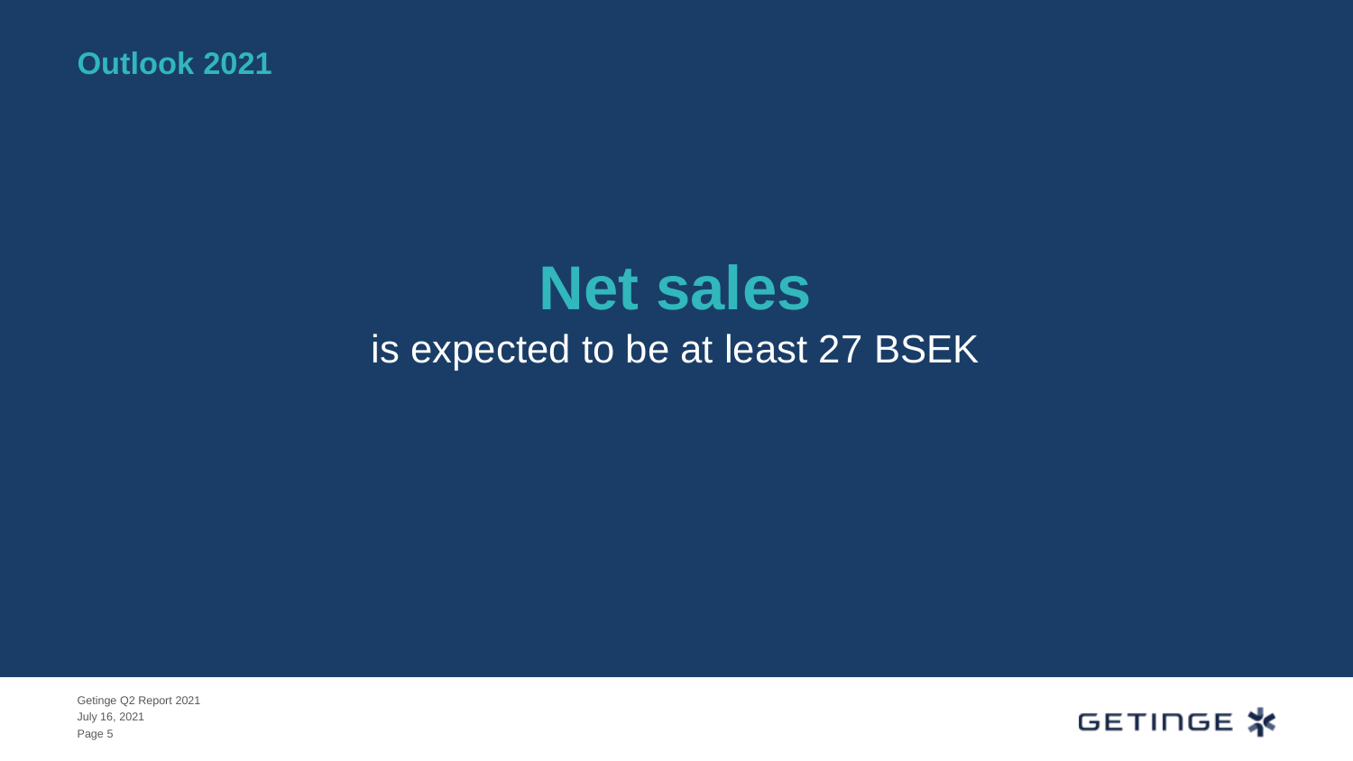## Outlook 2021

# Net sales

is expected to be at least 27 BSEK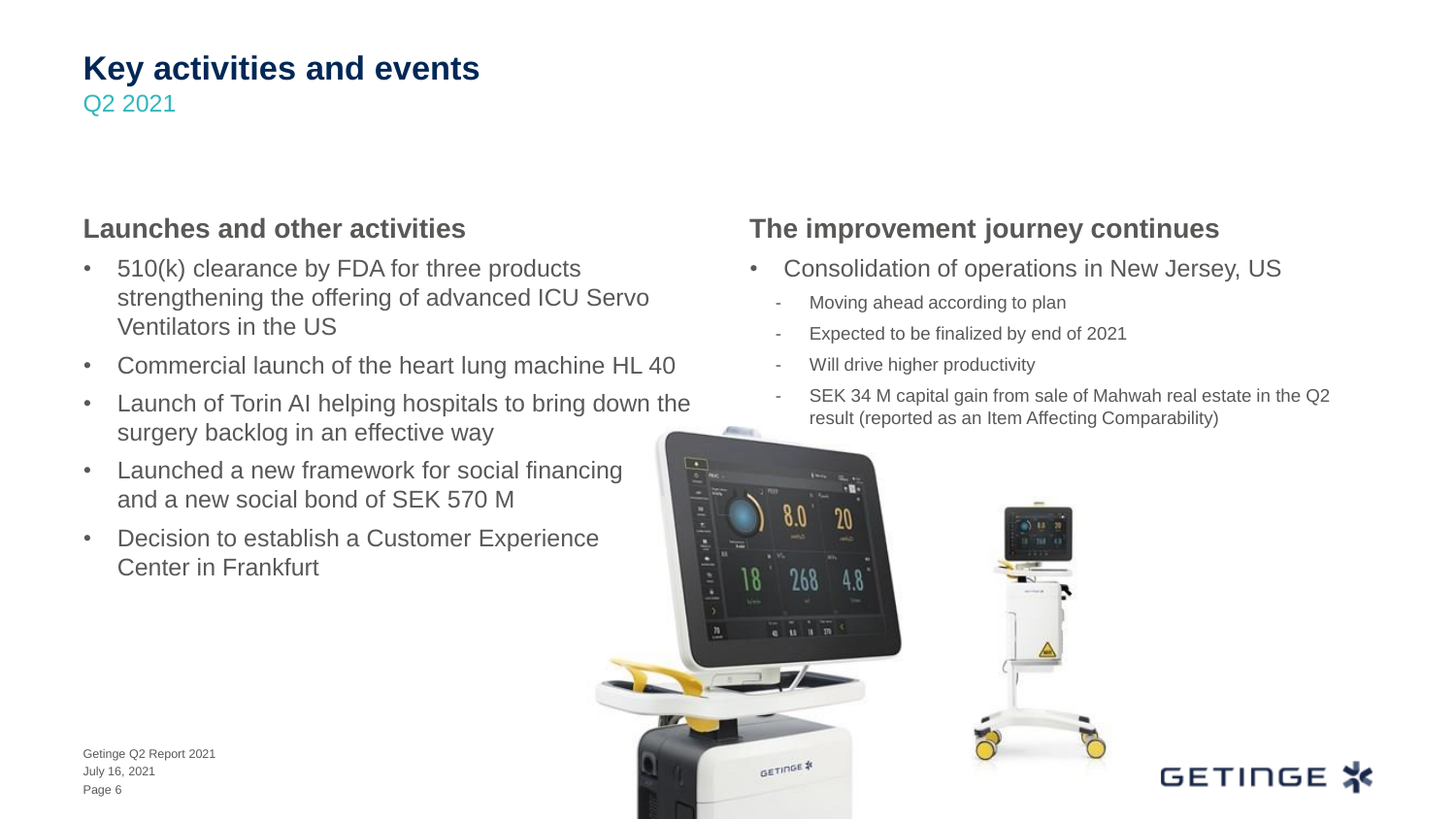# Key activities and events

Q2 2021

## Launches and other activities

- 510(k) clearance by FDA for three products strengthening the offering of advanced ICU Servo Ventilators in the US
- Commercial launch of the heart lung machine HL 40
- Launch of Torin AI helping hospitals to bring down the surgery backlog in an effective way
- Launched a new framework for social financing and a new social bond of SEK 570 M
- Decision to establish a Customer Experience Center in Frankfurt

## The improvement journey continues

- Consolidation of operations in New Jersey, US
  - Moving ahead according to plan
  - Expected to be finalized by end of 2021
  - Will drive higher productivity
  - SEK 34 M capital gain from sale of Mahwah real estate in the Q2 result (reported as an Item Affecting Comparability)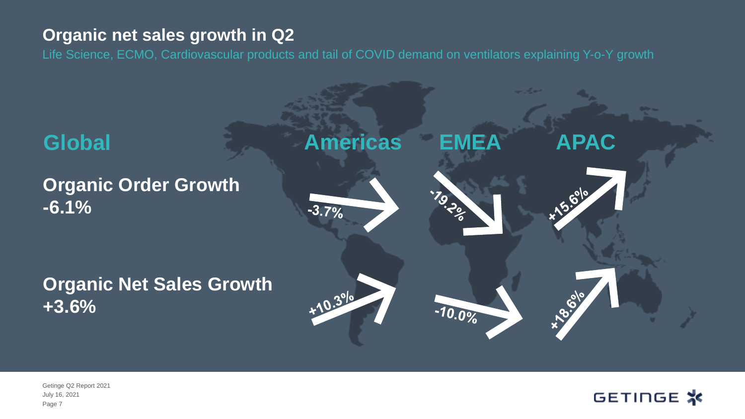## Organic net sales growth in Q2

Life Science, ECMO, Cardiovascular products and tail of COVID demand on ventilators explaining Y-o-Y growth

| Global | Americas | EMEA | APAC |
|---|---|---|---|
| **Organic Order Growth** -6.1% | -3.7% | -19.2% | +15.6% |
| **Organic Net Sales Growth** +3.6% | +10.3% | -10.0% | +18.6% |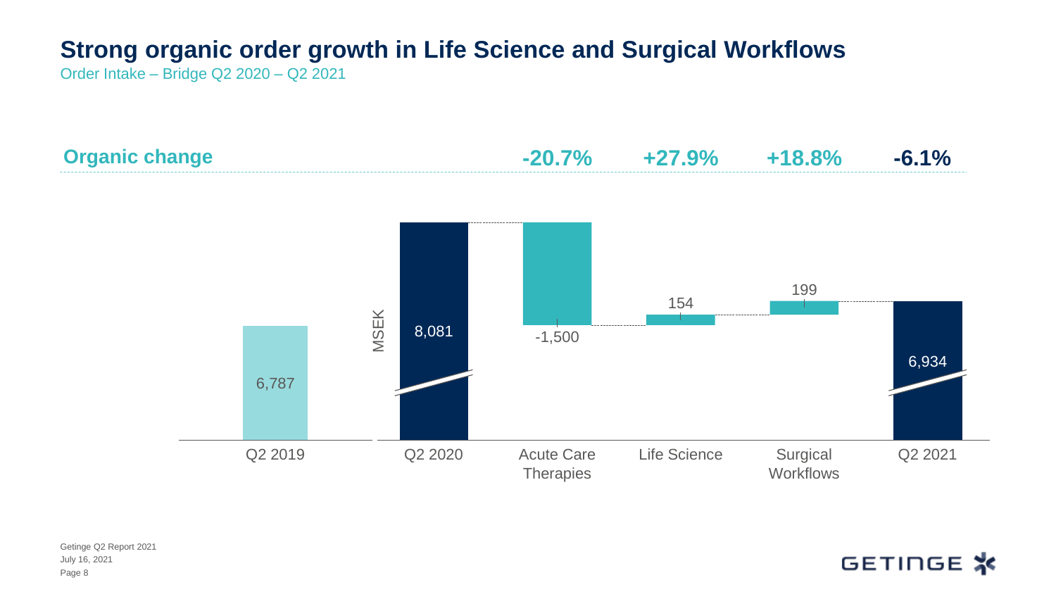# Strong organic order growth in Life Science and Surgical Workflows

Order Intake – Bridge Q2 2020 – Q2 2021

| | Q2 2019 | Q2 2020 | Acute Care Therapies | Life Science | Surgical Workflows | Q2 2021 |
|---|---|---|---|---|---|---|
| **Organic change** | | | **-20.7%** | **+27.9%** | **+18.8%** | **-6.1%** |
| MSEK | 6,787 | 8,081 | -1,500 | 154 | 199 | 6,934 |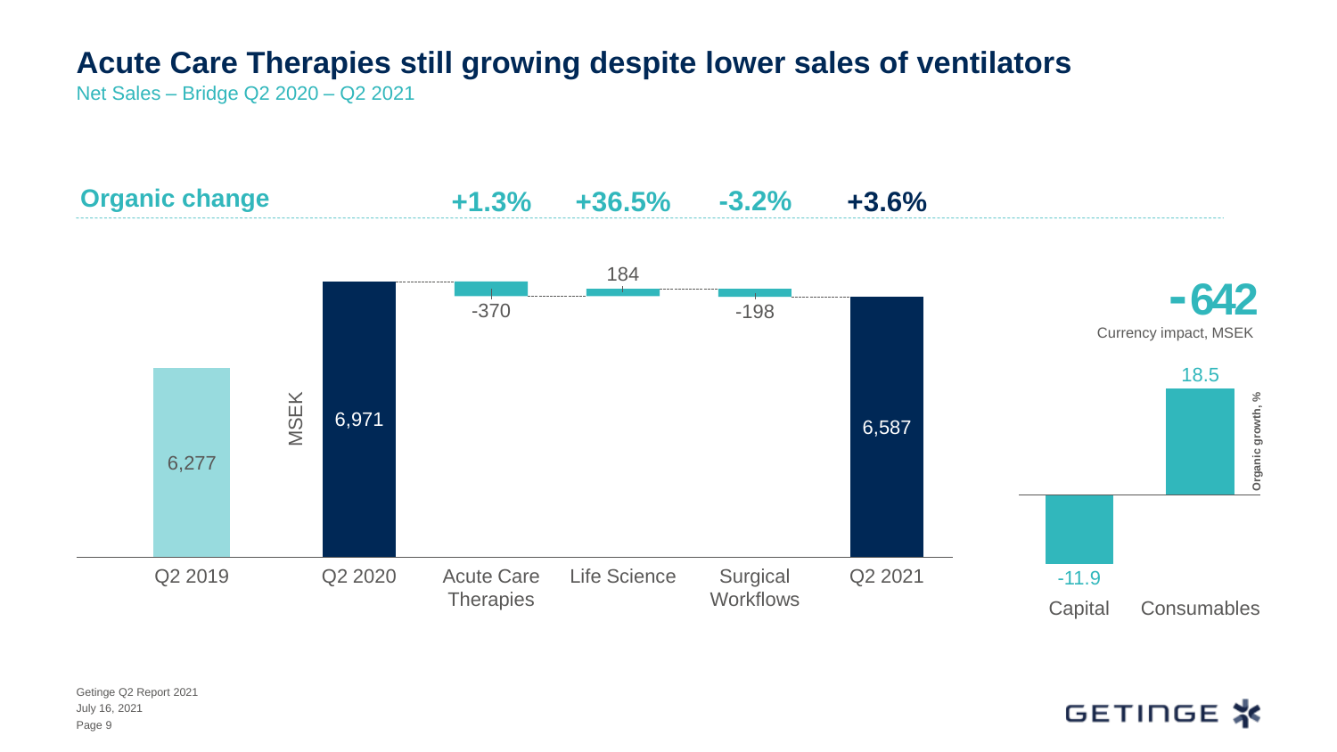# Acute Care Therapies still growing despite lower sales of ventilators

Net Sales – Bridge Q2 2020 – Q2 2021

| | Q2 2019 | Q2 2020 | Acute Care Therapies | Life Science | Surgical Workflows | Q2 2021 |
|---|---|---|---|---|---|---|
| **Organic change** | | | **+1.3%** | **+36.5%** | **-3.2%** | **+3.6%** |
| MSEK | 6,277 | 6,971 | -370 | 184 | -198 | 6,587 |

**-642**

Currency impact, MSEK

Organic growth, %

| Capital | Consumables |
|---|---|
| -11.9 | 18.5 |

Getinge Q2 Report 2021
July 16, 2021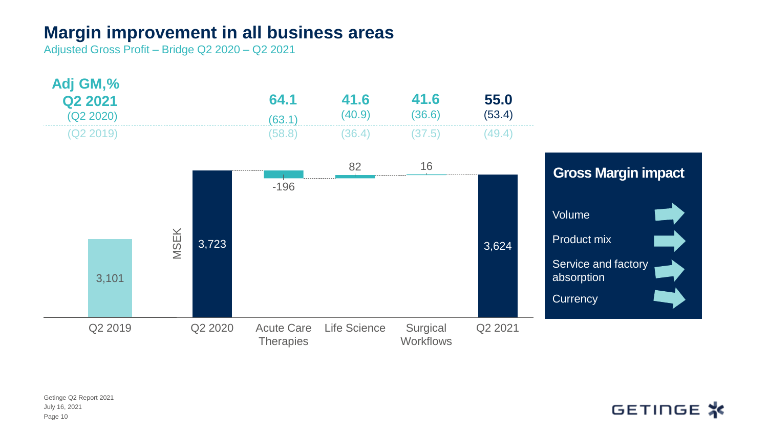# Margin improvement in all business areas

Adjusted Gross Profit – Bridge Q2 2020 – Q2 2021

| Adj GM,% | Acute Care Therapies | Life Science | Surgical Workflows | Total |
|---|---|---|---|---|
| Q2 2021 | 64.1 | 41.6 | 41.6 | **55.0** |
| (Q2 2020) | (63.1) | (40.9) | (36.6) | (53.4) |
| (Q2 2019) | (58.8) | (36.4) | (37.5) | (49.4) |

MSEK

| Q2 2019 | Q2 2020 | Acute Care Therapies | Life Science | Surgical Workflows | Q2 2021 |
|---|---|---|---|---|---|
| 3,101 | 3,723 | -196 | 82 | 16 | 3,624 |

**Gross Margin impact**

- Volume
- Product mix
- Service and factory absorption
- Currency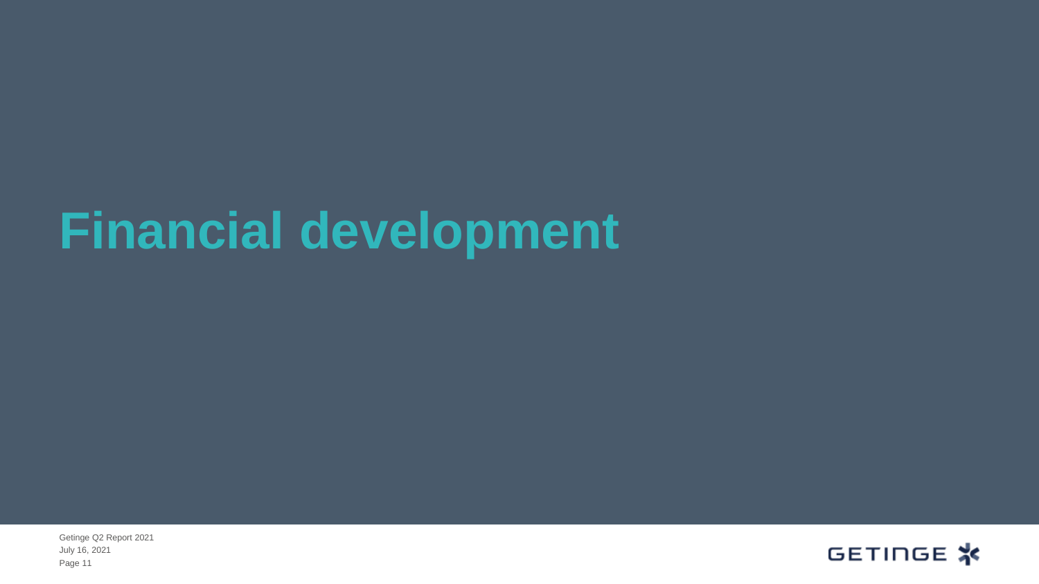# Financial development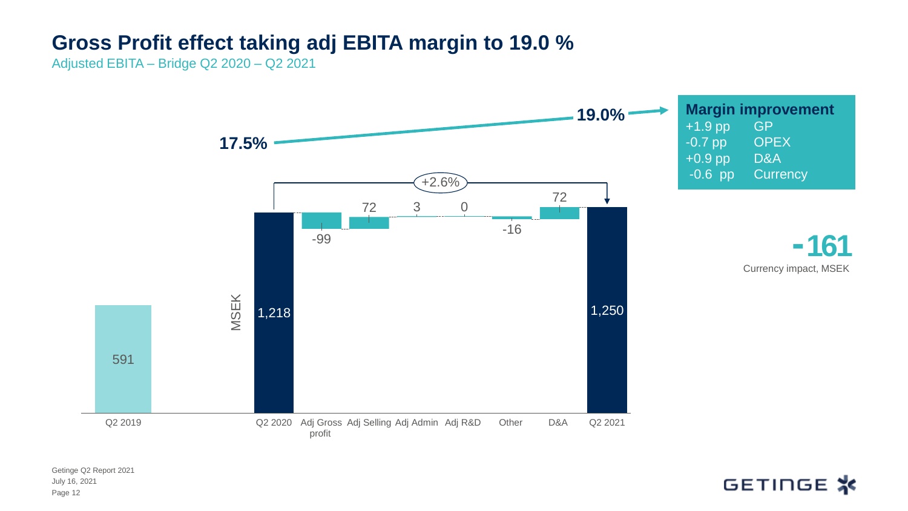# Gross Profit effect taking adj EBITA margin to 19.0 %

Adjusted EBITA – Bridge Q2 2020 – Q2 2021

17.5% → 19.0%

MSEK

| Q2 2019 | Q2 2020 | Adj Gross profit | Adj Selling | Adj Admin | Adj R&D | Other | D&A | Q2 2021 |
|---|---|---|---|---|---|---|---|---|
| 591 | 1,218 | -99 | 72 | 3 | 0 | -16 | 72 | 1,250 |

+2.6%

**Margin improvement**

| | |
|---|---|
| +1.9 pp | GP |
| -0.7 pp | OPEX |
| +0.9 pp | D&A |
| -0.6 pp | Currency |

**-161**

Currency impact, MSEK

Getinge Q2 Report 2021
July 16, 2021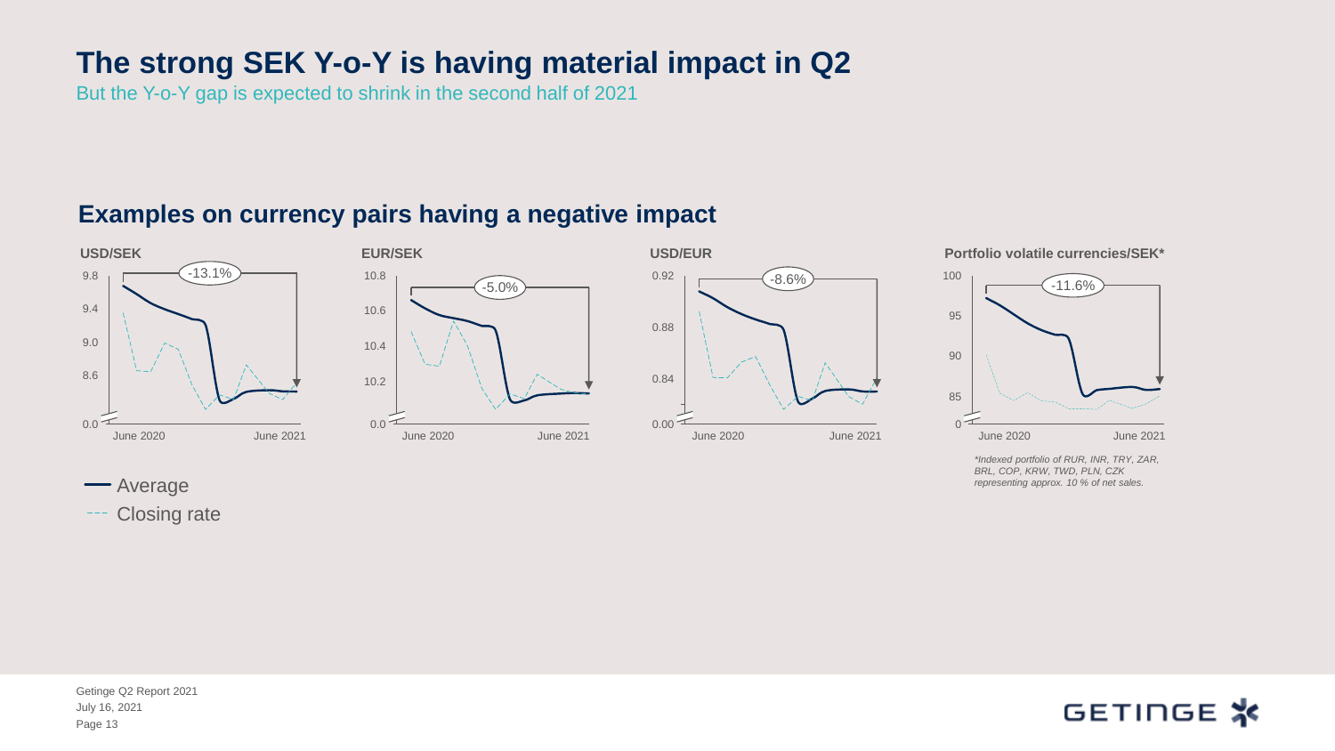# The strong SEK Y-o-Y is having material impact in Q2

But the Y-o-Y gap is expected to shrink in the second half of 2021

## Examples on currency pairs having a negative impact

**USD/SEK**

-13.1%

9.8
9.4
9.0
8.6
0.0

June 2020 June 2021

**EUR/SEK**

-5.0%

10.8
10.6
10.4
10.2
0.0

June 2020 June 2021

**USD/EUR**

-8.6%

0.92
0.88
0.84
0.00

June 2020 June 2021

**Portfolio volatile currencies/SEK***

-11.6%

100
95
90
85
0

June 2020 June 2021

*Indexed portfolio of RUR, INR, TRY, ZAR, BRL, COP, KRW, TWD, PLN, CZK representing approx. 10 % of net sales.*

— Average

--- Closing rate

Getinge Q2 Report 2021
July 16, 2021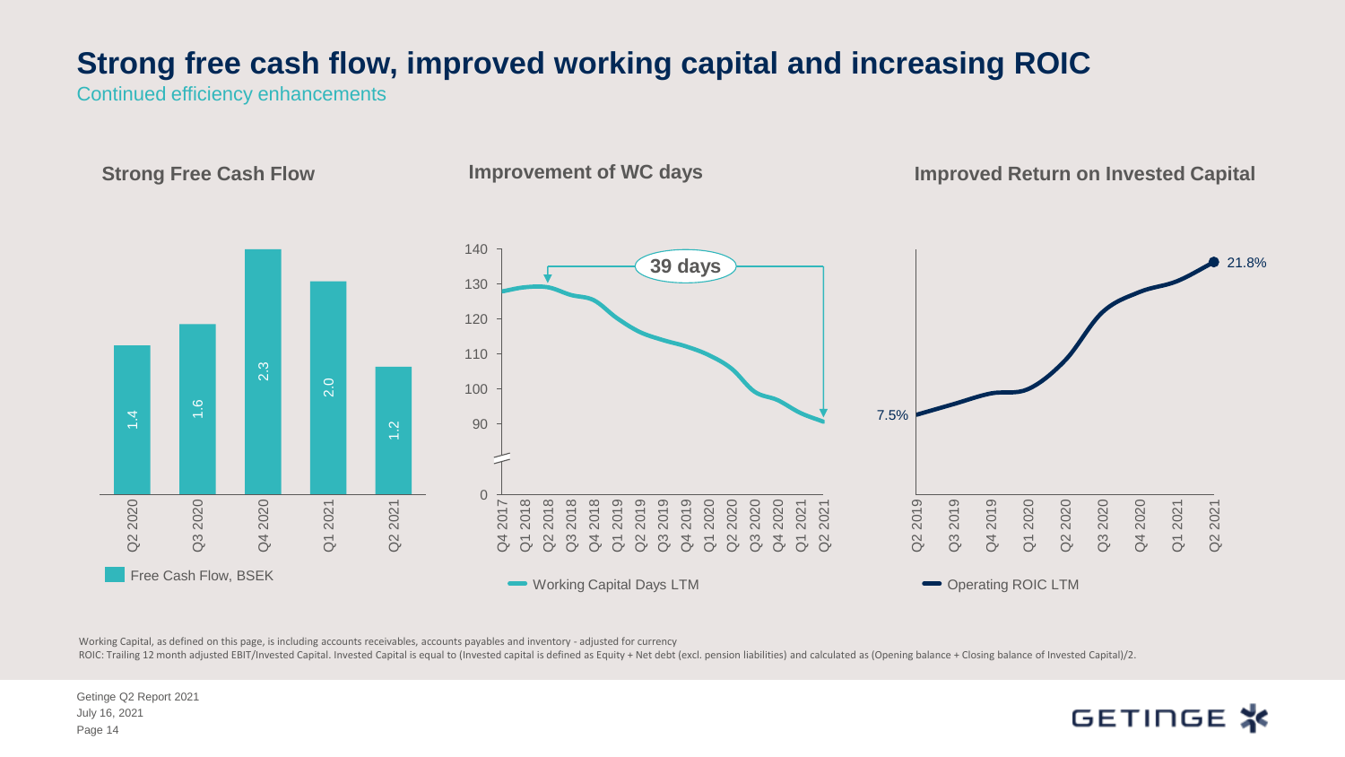# Strong free cash flow, improved working capital and increasing ROIC

Continued efficiency enhancements

### Strong Free Cash Flow

| | Q2 2020 | Q3 2020 | Q4 2020 | Q1 2021 | Q2 2021 |
|---|---|---|---|---|---|
| Free Cash Flow, BSEK | 1.4 | 1.6 | 2.3 | 2.0 | 1.2 |

### Improvement of WC days

39 days

Working Capital Days LTM (Q4 2017 – Q2 2021)

### Improved Return on Invested Capital

Operating ROIC LTM: 7.5% (Q2 2019) – 21.8% (Q2 2021)

Working Capital, as defined on this page, is including accounts receivables, accounts payables and inventory - adjusted for currency

ROIC: Trailing 12 month adjusted EBIT/Invested Capital. Invested Capital is equal to (Invested capital is defined as Equity + Net debt (excl. pension liabilities) and calculated as (Opening balance + Closing balance of Invested Capital)/2.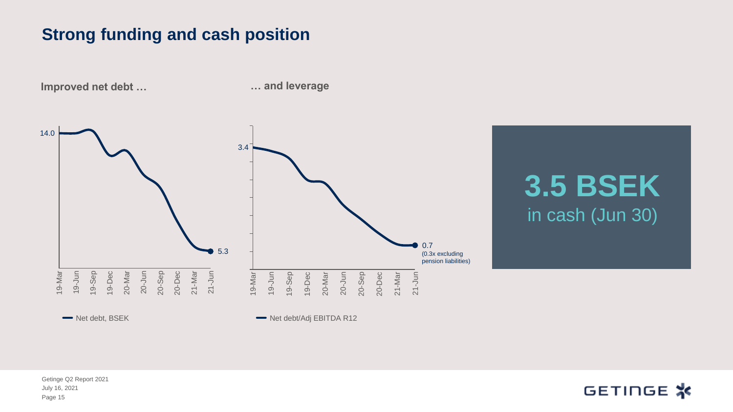# Strong funding and cash position

**Improved net debt …**

14.0

5.3

19-Mar 19-Jun 19-Sep 19-Dec 20-Mar 20-Jun 20-Sep 20-Dec 21-Mar 21-Jun

Net debt, BSEK

**… and leverage**

3.4

0.7
(0.3x excluding pension liabilities)

19-Mar 19-Jun 19-Sep 19-Dec 20-Mar 20-Jun 20-Sep 20-Dec 21-Mar 21-Jun

Net debt/Adj EBITDA R12

**3.5 BSEK**
in cash (Jun 30)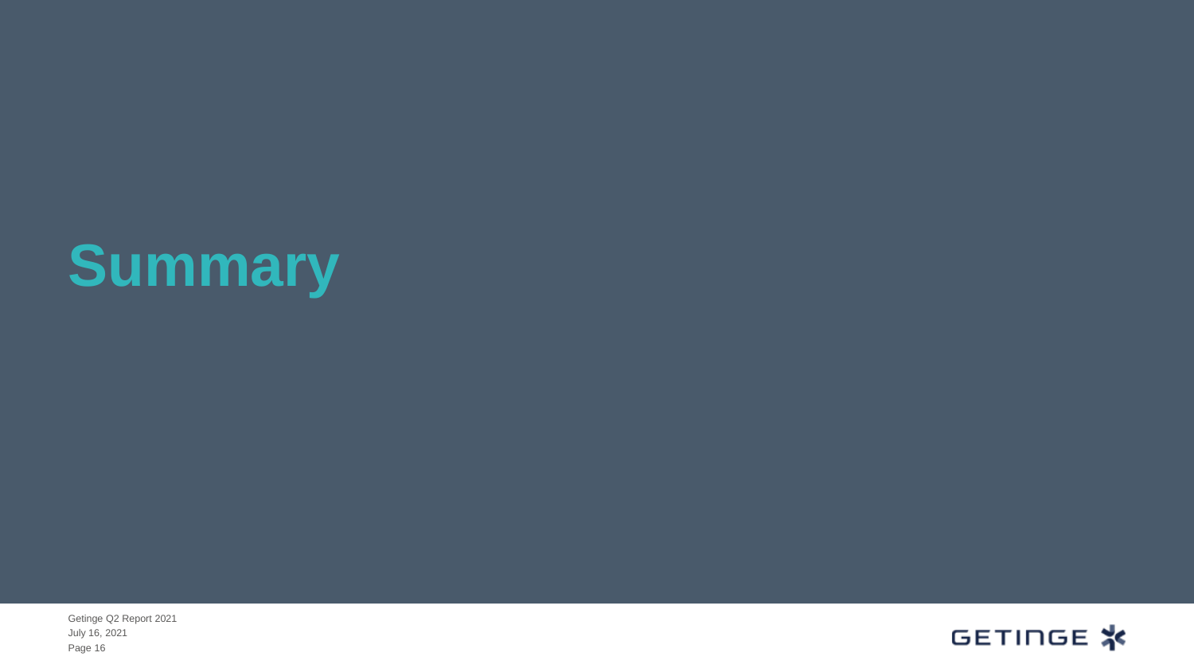# Summary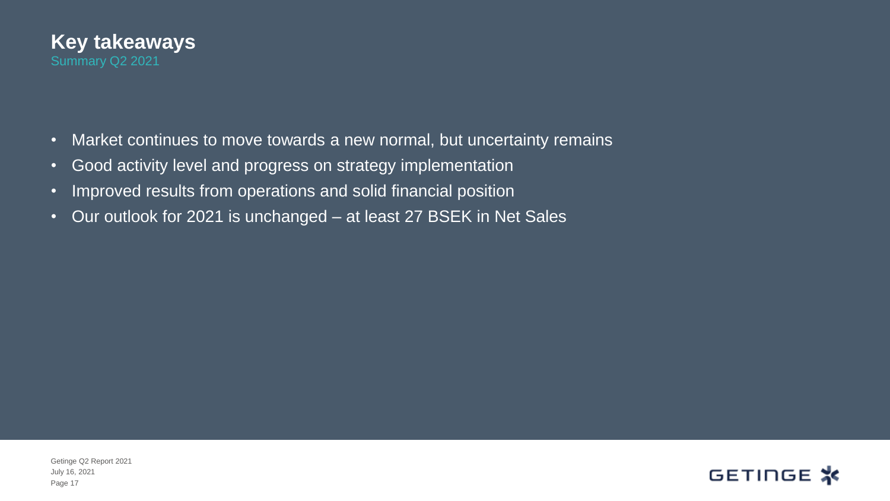# Key takeaways

## Summary Q2 2021

- Market continues to move towards a new normal, but uncertainty remains
- Good activity level and progress on strategy implementation
- Improved results from operations and solid financial position
- Our outlook for 2021 is unchanged – at least 27 BSEK in Net Sales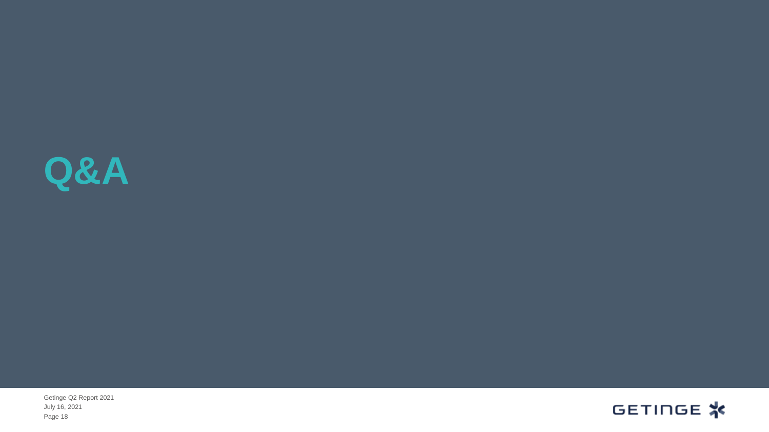# Q&A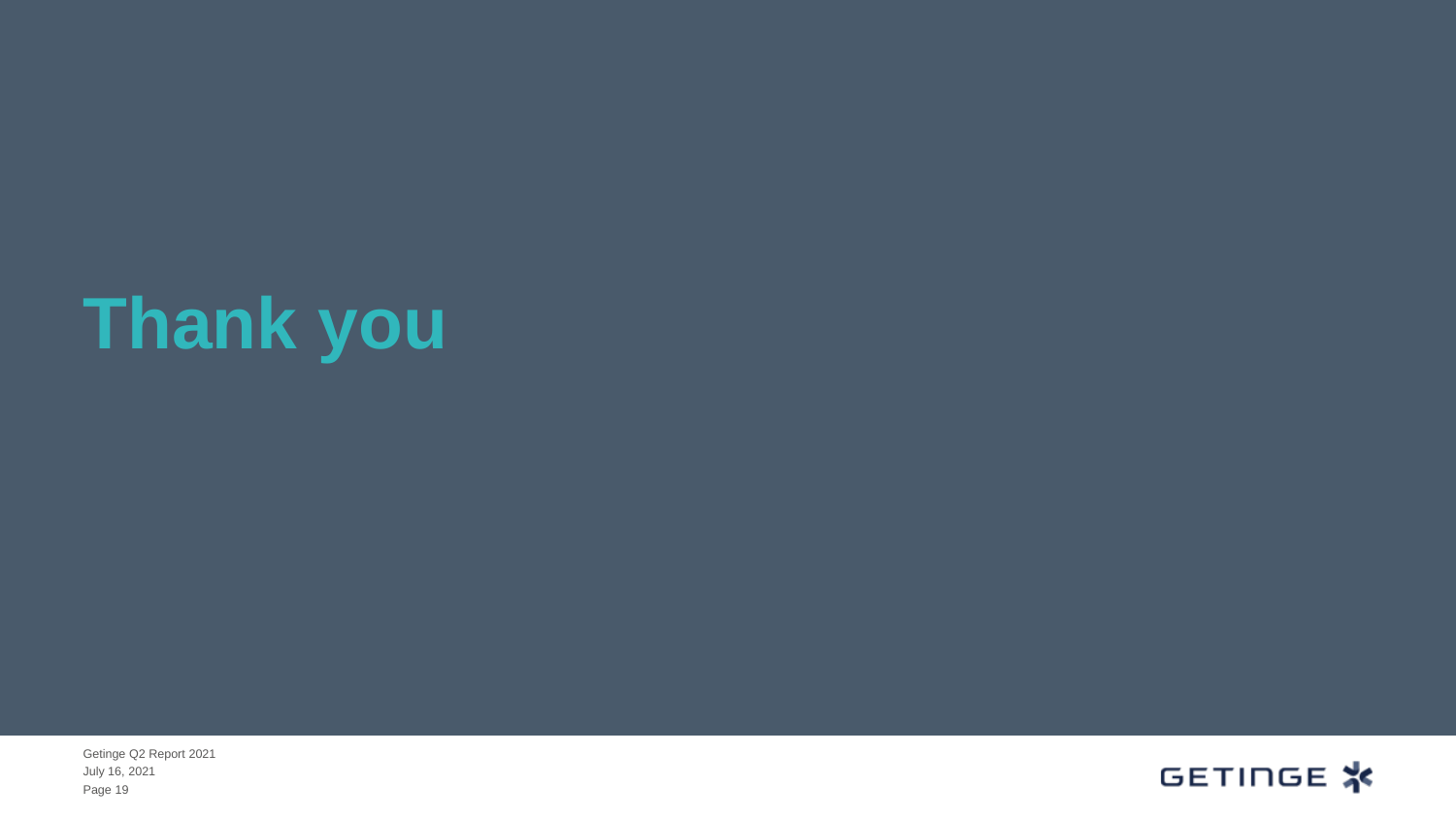# Thank you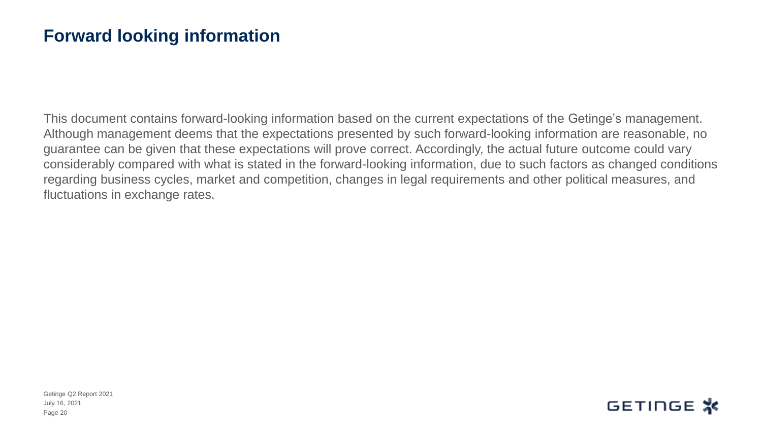# Forward looking information

This document contains forward-looking information based on the current expectations of the Getinge's management. Although management deems that the expectations presented by such forward-looking information are reasonable, no guarantee can be given that these expectations will prove correct. Accordingly, the actual future outcome could vary considerably compared with what is stated in the forward-looking information, due to such factors as changed conditions regarding business cycles, market and competition, changes in legal requirements and other political measures, and fluctuations in exchange rates.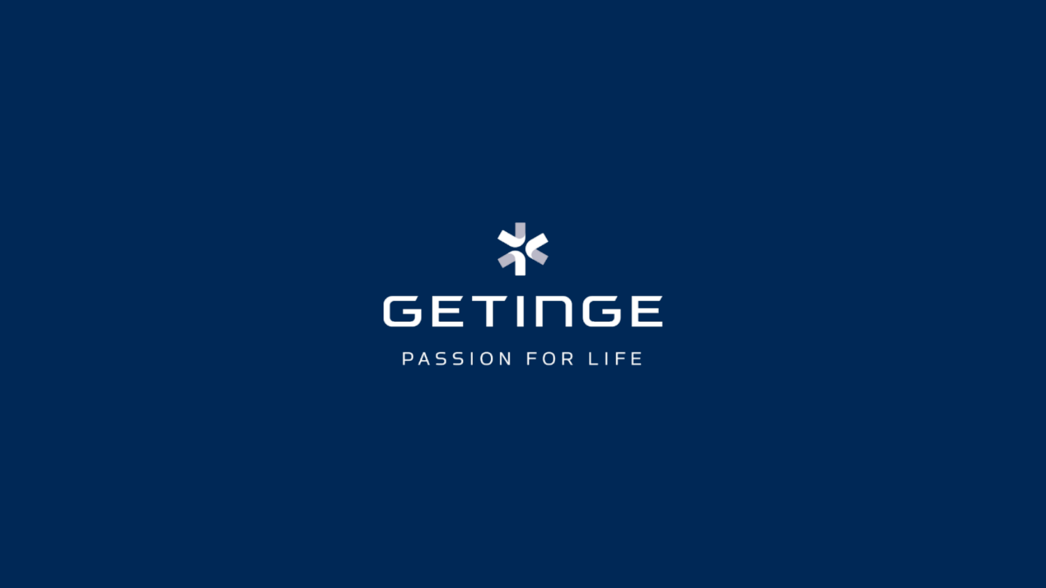GETINGE

PASSION FOR LIFE